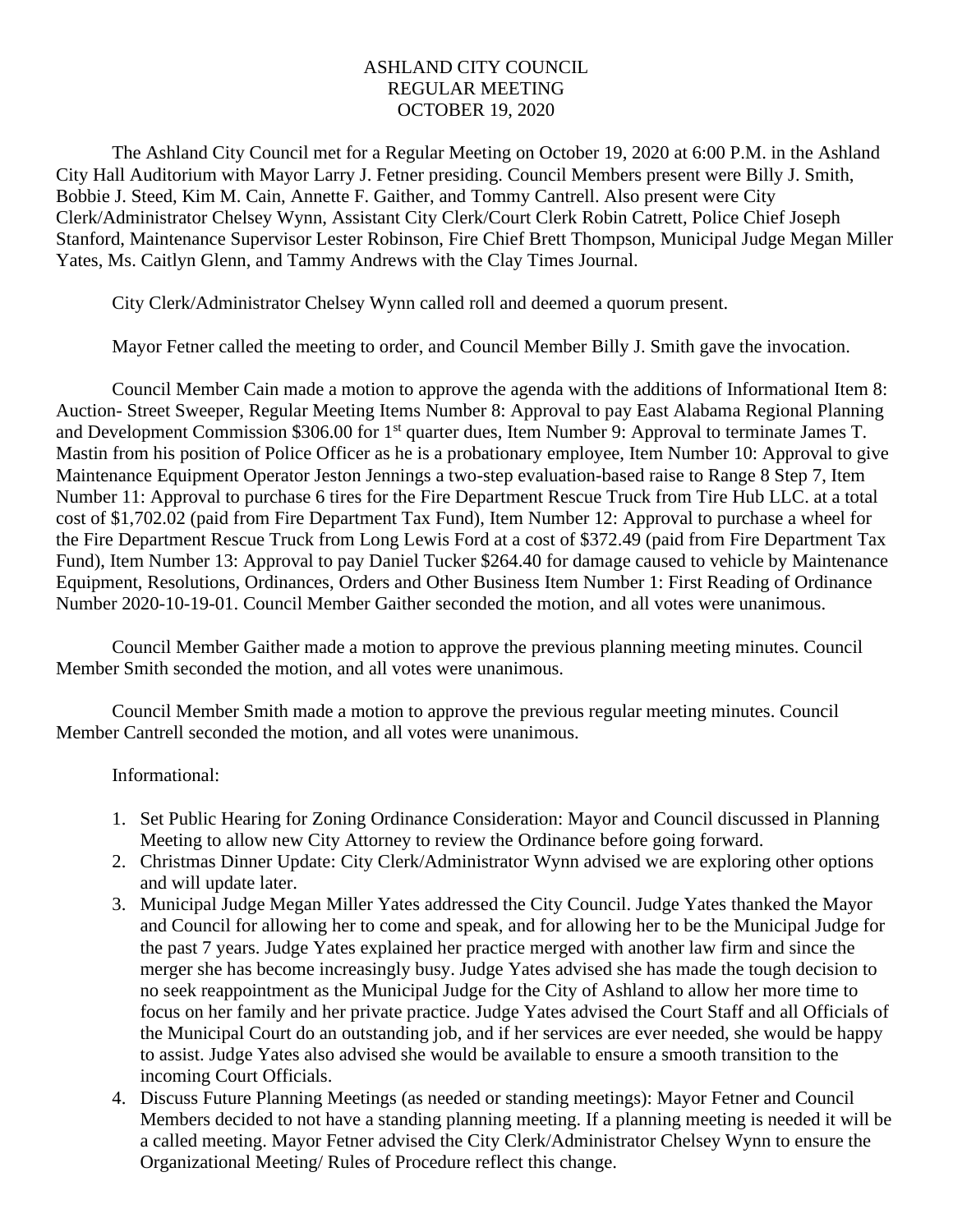# ASHLAND CITY COUNCIL
## REGULAR MEETING
## OCTOBER 19, 2020

The Ashland City Council met for a Regular Meeting on October 19, 2020 at 6:00 P.M. in the Ashland City Hall Auditorium with Mayor Larry J. Fetner presiding. Council Members present were Billy J. Smith, Bobbie J. Steed, Kim M. Cain, Annette F. Gaither, and Tommy Cantrell. Also present were City Clerk/Administrator Chelsey Wynn, Assistant City Clerk/Court Clerk Robin Catrett, Police Chief Joseph Stanford, Maintenance Supervisor Lester Robinson, Fire Chief Brett Thompson, Municipal Judge Megan Miller Yates, Ms. Caitlyn Glenn, and Tammy Andrews with the Clay Times Journal.

City Clerk/Administrator Chelsey Wynn called roll and deemed a quorum present.

Mayor Fetner called the meeting to order, and Council Member Billy J. Smith gave the invocation.

Council Member Cain made a motion to approve the agenda with the additions of Informational Item 8: Auction- Street Sweeper, Regular Meeting Items Number 8: Approval to pay East Alabama Regional Planning and Development Commission $306.00 for 1st quarter dues, Item Number 9: Approval to terminate James T. Mastin from his position of Police Officer as he is a probationary employee, Item Number 10: Approval to give Maintenance Equipment Operator Jeston Jennings a two-step evaluation-based raise to Range 8 Step 7, Item Number 11: Approval to purchase 6 tires for the Fire Department Rescue Truck from Tire Hub LLC. at a total cost of $1,702.02 (paid from Fire Department Tax Fund), Item Number 12: Approval to purchase a wheel for the Fire Department Rescue Truck from Long Lewis Ford at a cost of $372.49 (paid from Fire Department Tax Fund), Item Number 13: Approval to pay Daniel Tucker $264.40 for damage caused to vehicle by Maintenance Equipment, Resolutions, Ordinances, Orders and Other Business Item Number 1: First Reading of Ordinance Number 2020-10-19-01. Council Member Gaither seconded the motion, and all votes were unanimous.

Council Member Gaither made a motion to approve the previous planning meeting minutes. Council Member Smith seconded the motion, and all votes were unanimous.

Council Member Smith made a motion to approve the previous regular meeting minutes. Council Member Cantrell seconded the motion, and all votes were unanimous.

Informational:

1. Set Public Hearing for Zoning Ordinance Consideration: Mayor and Council discussed in Planning Meeting to allow new City Attorney to review the Ordinance before going forward.
2. Christmas Dinner Update: City Clerk/Administrator Wynn advised we are exploring other options and will update later.
3. Municipal Judge Megan Miller Yates addressed the City Council. Judge Yates thanked the Mayor and Council for allowing her to come and speak, and for allowing her to be the Municipal Judge for the past 7 years. Judge Yates explained her practice merged with another law firm and since the merger she has become increasingly busy. Judge Yates advised she has made the tough decision to no seek reappointment as the Municipal Judge for the City of Ashland to allow her more time to focus on her family and her private practice. Judge Yates advised the Court Staff and all Officials of the Municipal Court do an outstanding job, and if her services are ever needed, she would be happy to assist. Judge Yates also advised she would be available to ensure a smooth transition to the incoming Court Officials.
4. Discuss Future Planning Meetings (as needed or standing meetings): Mayor Fetner and Council Members decided to not have a standing planning meeting. If a planning meeting is needed it will be a called meeting. Mayor Fetner advised the City Clerk/Administrator Chelsey Wynn to ensure the Organizational Meeting/ Rules of Procedure reflect this change.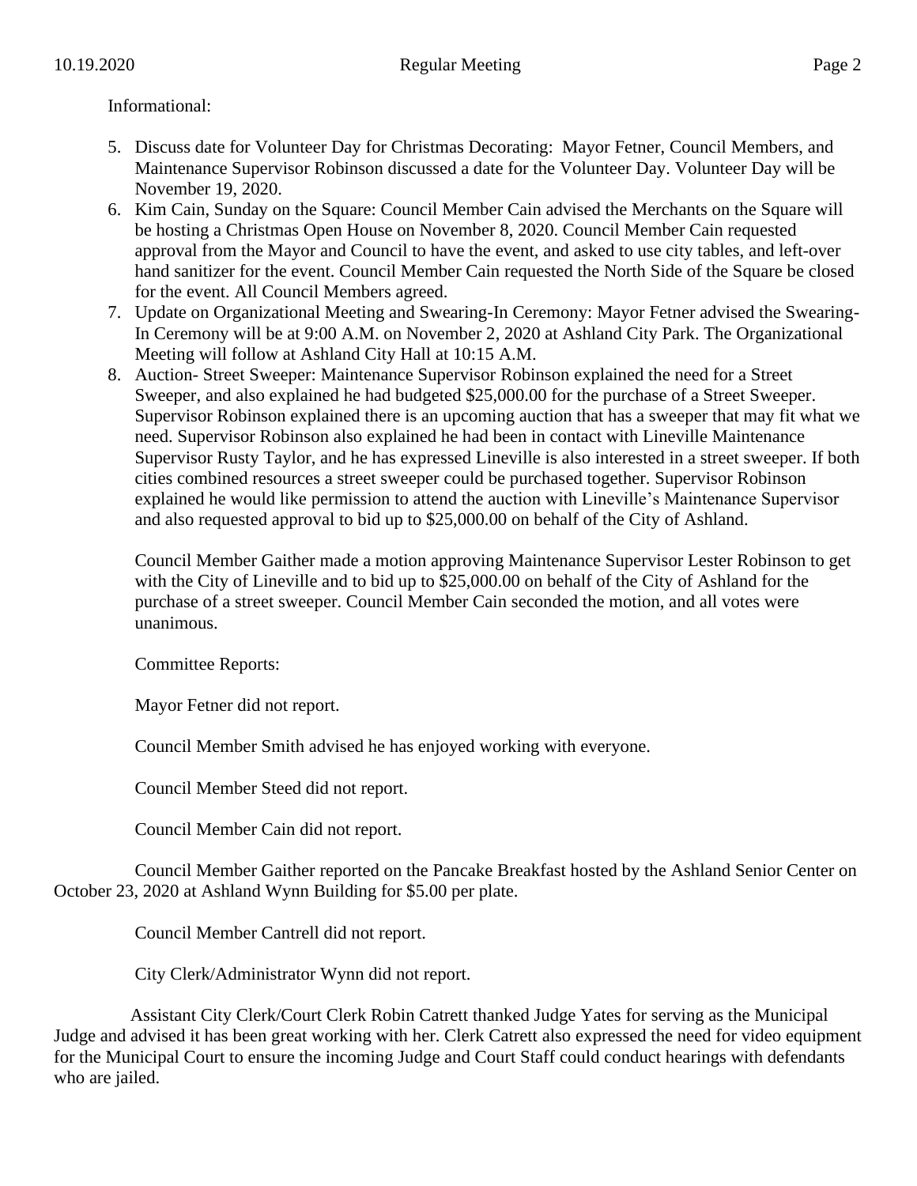Informational:

5. Discuss date for Volunteer Day for Christmas Decorating: Mayor Fetner, Council Members, and Maintenance Supervisor Robinson discussed a date for the Volunteer Day. Volunteer Day will be November 19, 2020.
6. Kim Cain, Sunday on the Square: Council Member Cain advised the Merchants on the Square will be hosting a Christmas Open House on November 8, 2020. Council Member Cain requested approval from the Mayor and Council to have the event, and asked to use city tables, and left-over hand sanitizer for the event. Council Member Cain requested the North Side of the Square be closed for the event. All Council Members agreed.
7. Update on Organizational Meeting and Swearing-In Ceremony: Mayor Fetner advised the Swearing-In Ceremony will be at 9:00 A.M. on November 2, 2020 at Ashland City Park. The Organizational Meeting will follow at Ashland City Hall at 10:15 A.M.
8. Auction- Street Sweeper: Maintenance Supervisor Robinson explained the need for a Street Sweeper, and also explained he had budgeted $25,000.00 for the purchase of a Street Sweeper. Supervisor Robinson explained there is an upcoming auction that has a sweeper that may fit what we need. Supervisor Robinson also explained he had been in contact with Lineville Maintenance Supervisor Rusty Taylor, and he has expressed Lineville is also interested in a street sweeper. If both cities combined resources a street sweeper could be purchased together. Supervisor Robinson explained he would like permission to attend the auction with Lineville's Maintenance Supervisor and also requested approval to bid up to $25,000.00 on behalf of the City of Ashland.

   Council Member Gaither made a motion approving Maintenance Supervisor Lester Robinson to get with the City of Lineville and to bid up to $25,000.00 on behalf of the City of Ashland for the purchase of a street sweeper. Council Member Cain seconded the motion, and all votes were unanimous.

Committee Reports:

Mayor Fetner did not report.

Council Member Smith advised he has enjoyed working with everyone.

Council Member Steed did not report.

Council Member Cain did not report.

Council Member Gaither reported on the Pancake Breakfast hosted by the Ashland Senior Center on October 23, 2020 at Ashland Wynn Building for $5.00 per plate.

Council Member Cantrell did not report.

City Clerk/Administrator Wynn did not report.

Assistant City Clerk/Court Clerk Robin Catrett thanked Judge Yates for serving as the Municipal Judge and advised it has been great working with her. Clerk Catrett also expressed the need for video equipment for the Municipal Court to ensure the incoming Judge and Court Staff could conduct hearings with defendants who are jailed.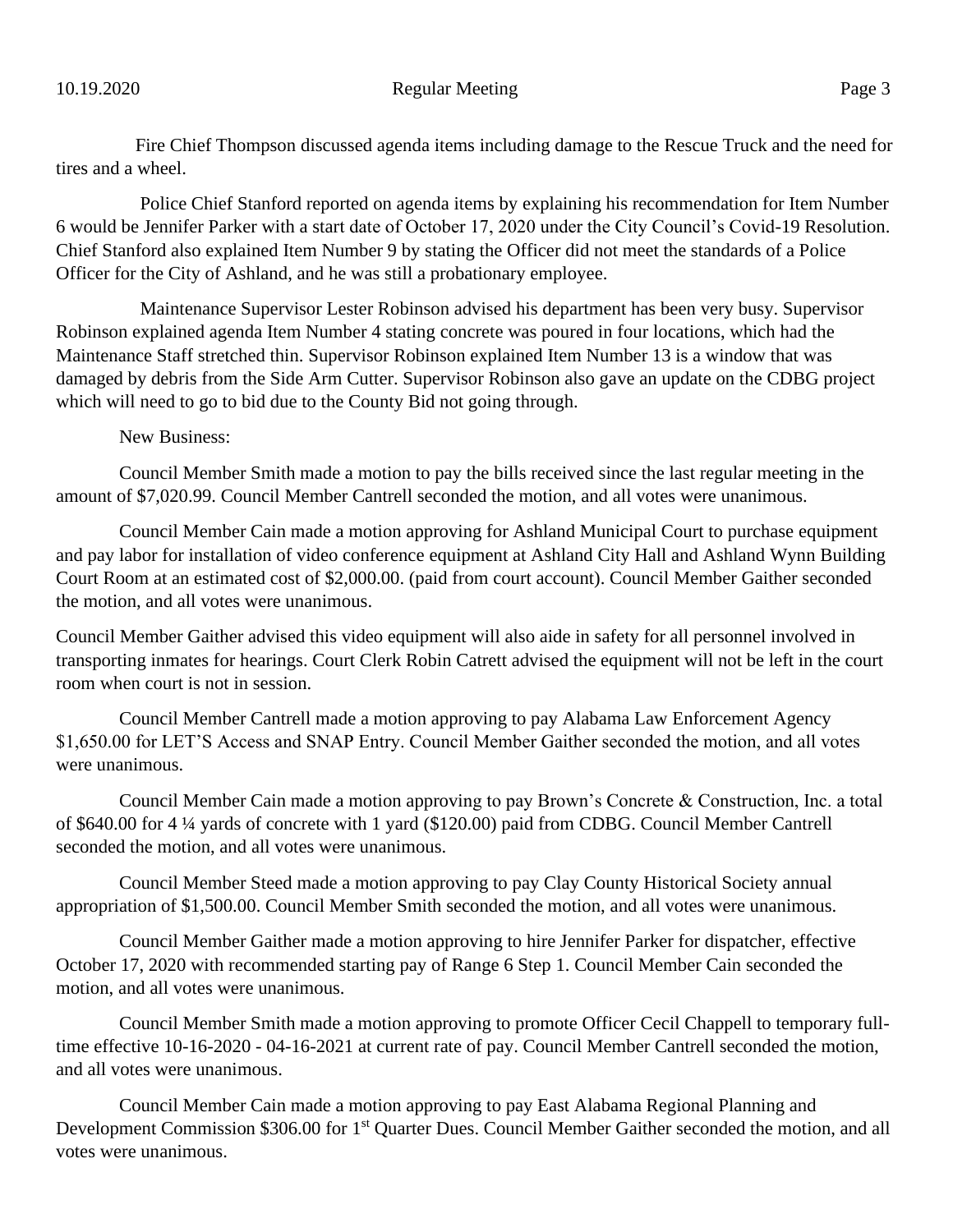Fire Chief Thompson discussed agenda items including damage to the Rescue Truck and the need for tires and a wheel.

Police Chief Stanford reported on agenda items by explaining his recommendation for Item Number 6 would be Jennifer Parker with a start date of October 17, 2020 under the City Council's Covid-19 Resolution. Chief Stanford also explained Item Number 9 by stating the Officer did not meet the standards of a Police Officer for the City of Ashland, and he was still a probationary employee.

Maintenance Supervisor Lester Robinson advised his department has been very busy. Supervisor Robinson explained agenda Item Number 4 stating concrete was poured in four locations, which had the Maintenance Staff stretched thin. Supervisor Robinson explained Item Number 13 is a window that was damaged by debris from the Side Arm Cutter. Supervisor Robinson also gave an update on the CDBG project which will need to go to bid due to the County Bid not going through.

New Business:

Council Member Smith made a motion to pay the bills received since the last regular meeting in the amount of $7,020.99. Council Member Cantrell seconded the motion, and all votes were unanimous.

Council Member Cain made a motion approving for Ashland Municipal Court to purchase equipment and pay labor for installation of video conference equipment at Ashland City Hall and Ashland Wynn Building Court Room at an estimated cost of $2,000.00. (paid from court account). Council Member Gaither seconded the motion, and all votes were unanimous.

Council Member Gaither advised this video equipment will also aide in safety for all personnel involved in transporting inmates for hearings. Court Clerk Robin Catrett advised the equipment will not be left in the court room when court is not in session.

Council Member Cantrell made a motion approving to pay Alabama Law Enforcement Agency $1,650.00 for LET'S Access and SNAP Entry. Council Member Gaither seconded the motion, and all votes were unanimous.

Council Member Cain made a motion approving to pay Brown's Concrete & Construction, Inc. a total of $640.00 for 4 ¼ yards of concrete with 1 yard ($120.00) paid from CDBG. Council Member Cantrell seconded the motion, and all votes were unanimous.

Council Member Steed made a motion approving to pay Clay County Historical Society annual appropriation of $1,500.00. Council Member Smith seconded the motion, and all votes were unanimous.

Council Member Gaither made a motion approving to hire Jennifer Parker for dispatcher, effective October 17, 2020 with recommended starting pay of Range 6 Step 1. Council Member Cain seconded the motion, and all votes were unanimous.

Council Member Smith made a motion approving to promote Officer Cecil Chappell to temporary full-time effective 10-16-2020 - 04-16-2021 at current rate of pay. Council Member Cantrell seconded the motion, and all votes were unanimous.

Council Member Cain made a motion approving to pay East Alabama Regional Planning and Development Commission $306.00 for 1st Quarter Dues. Council Member Gaither seconded the motion, and all votes were unanimous.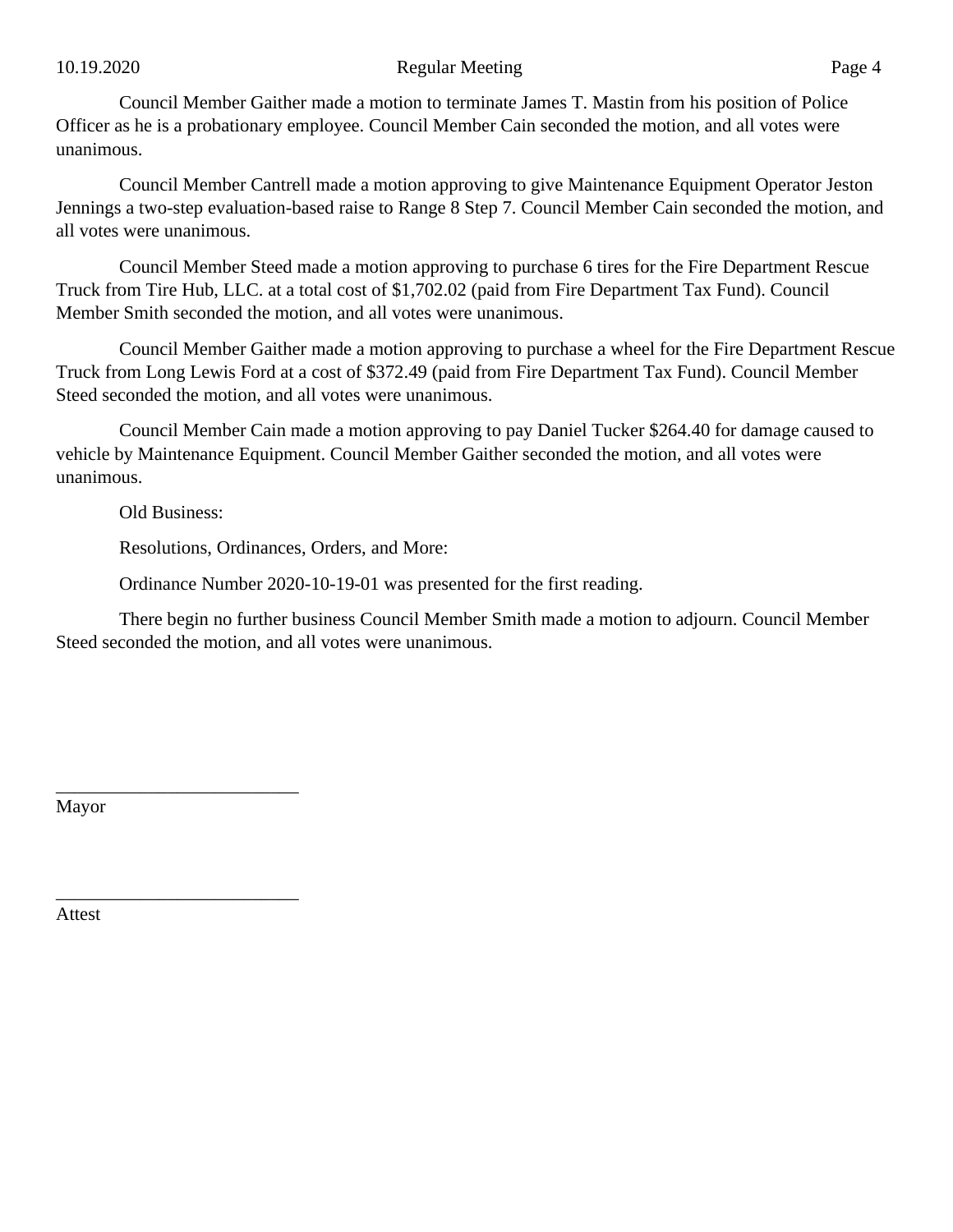Council Member Gaither made a motion to terminate James T. Mastin from his position of Police Officer as he is a probationary employee. Council Member Cain seconded the motion, and all votes were unanimous.

Council Member Cantrell made a motion approving to give Maintenance Equipment Operator Jeston Jennings a two-step evaluation-based raise to Range 8 Step 7. Council Member Cain seconded the motion, and all votes were unanimous.

Council Member Steed made a motion approving to purchase 6 tires for the Fire Department Rescue Truck from Tire Hub, LLC. at a total cost of $1,702.02 (paid from Fire Department Tax Fund). Council Member Smith seconded the motion, and all votes were unanimous.

Council Member Gaither made a motion approving to purchase a wheel for the Fire Department Rescue Truck from Long Lewis Ford at a cost of $372.49 (paid from Fire Department Tax Fund). Council Member Steed seconded the motion, and all votes were unanimous.

Council Member Cain made a motion approving to pay Daniel Tucker $264.40 for damage caused to vehicle by Maintenance Equipment. Council Member Gaither seconded the motion, and all votes were unanimous.

Old Business:

Resolutions, Ordinances, Orders, and More:

Ordinance Number 2020-10-19-01 was presented for the first reading.

There begin no further business Council Member Smith made a motion to adjourn. Council Member Steed seconded the motion, and all votes were unanimous.

__________________________
Mayor

__________________________
Attest